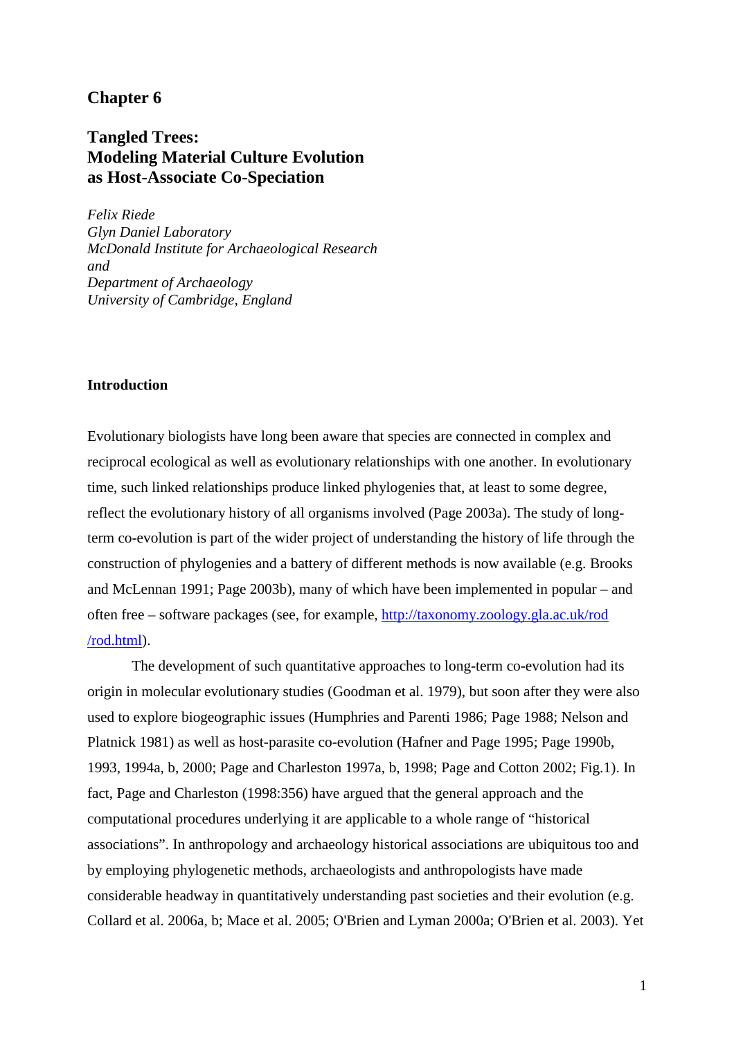## Chapter 6

# Tangled Trees: Modeling Material Culture Evolution as Host-Associate Co-Speciation

*Felix Riede*
*Glyn Daniel Laboratory*
*McDonald Institute for Archaeological Research*
*and*
*Department of Archaeology*
*University of Cambridge, England*

### Introduction

Evolutionary biologists have long been aware that species are connected in complex and reciprocal ecological as well as evolutionary relationships with one another. In evolutionary time, such linked relationships produce linked phylogenies that, at least to some degree, reflect the evolutionary history of all organisms involved (Page 2003a). The study of long-term co-evolution is part of the wider project of understanding the history of life through the construction of phylogenies and a battery of different methods is now available (e.g. Brooks and McLennan 1991; Page 2003b), many of which have been implemented in popular – and often free – software packages (see, for example, [http://taxonomy.zoology.gla.ac.uk/rod/rod.html](http://taxonomy.zoology.gla.ac.uk/rod/rod.html)).

The development of such quantitative approaches to long-term co-evolution had its origin in molecular evolutionary studies (Goodman et al. 1979), but soon after they were also used to explore biogeographic issues (Humphries and Parenti 1986; Page 1988; Nelson and Platnick 1981) as well as host-parasite co-evolution (Hafner and Page 1995; Page 1990b, 1993, 1994a, b, 2000; Page and Charleston 1997a, b, 1998; Page and Cotton 2002; Fig.1). In fact, Page and Charleston (1998:356) have argued that the general approach and the computational procedures underlying it are applicable to a whole range of "historical associations". In anthropology and archaeology historical associations are ubiquitous too and by employing phylogenetic methods, archaeologists and anthropologists have made considerable headway in quantitatively understanding past societies and their evolution (e.g. Collard et al. 2006a, b; Mace et al. 2005; O'Brien and Lyman 2000a; O'Brien et al. 2003). Yet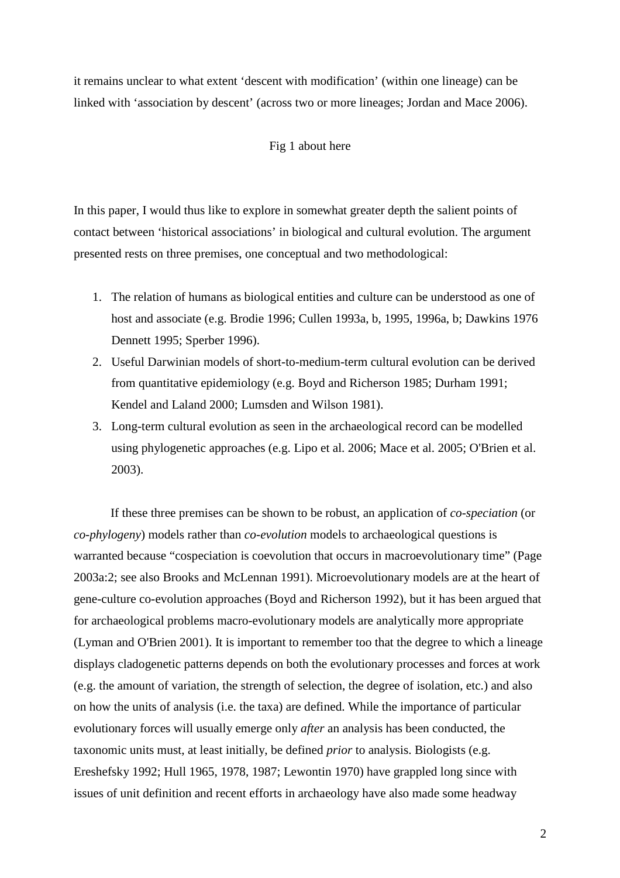it remains unclear to what extent 'descent with modification' (within one lineage) can be linked with 'association by descent' (across two or more lineages; Jordan and Mace 2006).

Fig 1 about here

In this paper, I would thus like to explore in somewhat greater depth the salient points of contact between 'historical associations' in biological and cultural evolution. The argument presented rests on three premises, one conceptual and two methodological:

1. The relation of humans as biological entities and culture can be understood as one of host and associate (e.g. Brodie 1996; Cullen 1993a, b, 1995, 1996a, b; Dawkins 1976 Dennett 1995; Sperber 1996).
2. Useful Darwinian models of short-to-medium-term cultural evolution can be derived from quantitative epidemiology (e.g. Boyd and Richerson 1985; Durham 1991; Kendel and Laland 2000; Lumsden and Wilson 1981).
3. Long-term cultural evolution as seen in the archaeological record can be modelled using phylogenetic approaches (e.g. Lipo et al. 2006; Mace et al. 2005; O'Brien et al. 2003).

If these three premises can be shown to be robust, an application of *co-speciation* (or *co-phylogeny*) models rather than *co-evolution* models to archaeological questions is warranted because "cospeciation is coevolution that occurs in macroevolutionary time" (Page 2003a:2; see also Brooks and McLennan 1991). Microevolutionary models are at the heart of gene-culture co-evolution approaches (Boyd and Richerson 1992), but it has been argued that for archaeological problems macro-evolutionary models are analytically more appropriate (Lyman and O'Brien 2001). It is important to remember too that the degree to which a lineage displays cladogenetic patterns depends on both the evolutionary processes and forces at work (e.g. the amount of variation, the strength of selection, the degree of isolation, etc.) and also on how the units of analysis (i.e. the taxa) are defined. While the importance of particular evolutionary forces will usually emerge only *after* an analysis has been conducted, the taxonomic units must, at least initially, be defined *prior* to analysis. Biologists (e.g. Ereshefsky 1992; Hull 1965, 1978, 1987; Lewontin 1970) have grappled long since with issues of unit definition and recent efforts in archaeology have also made some headway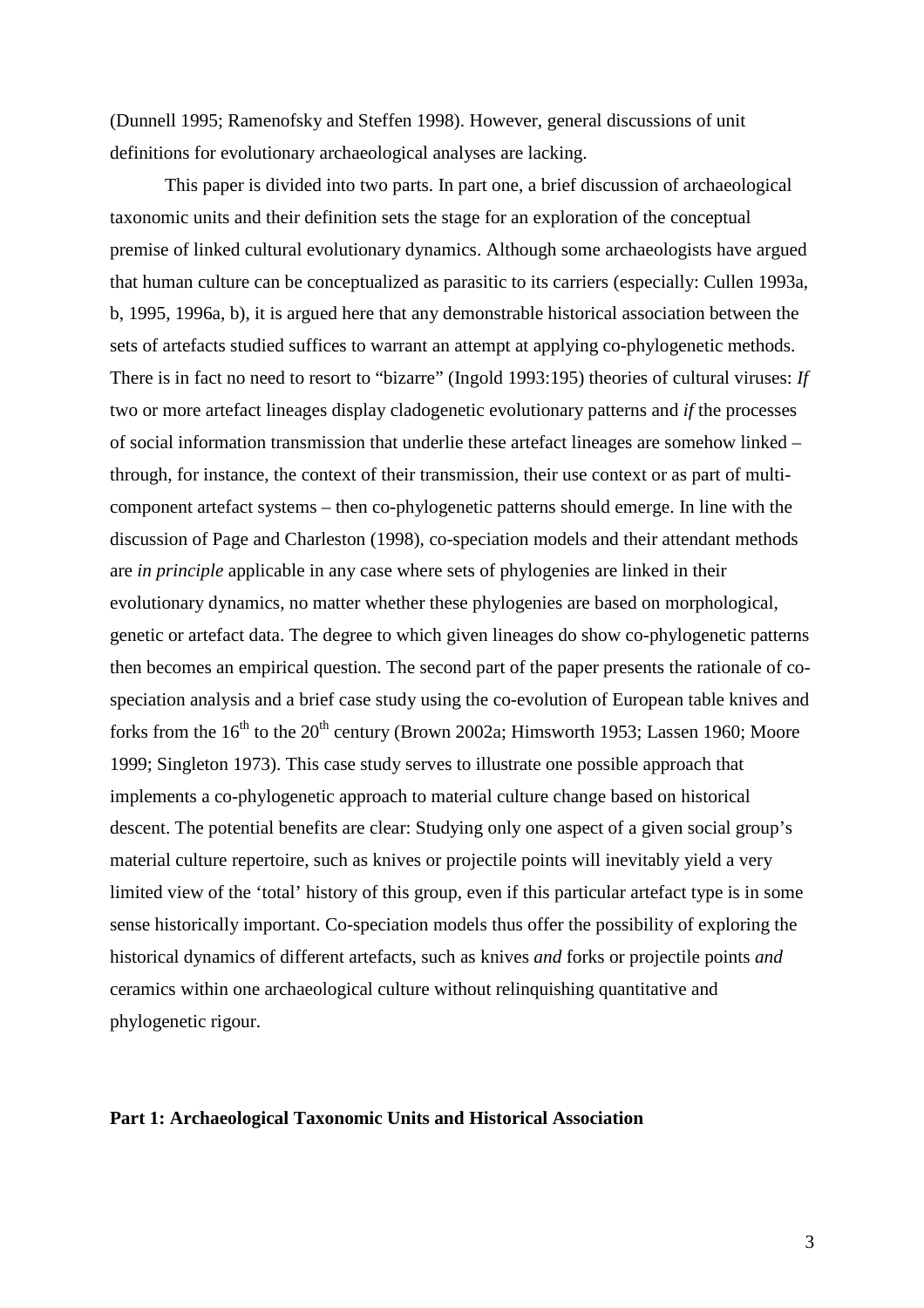(Dunnell 1995; Ramenofsky and Steffen 1998). However, general discussions of unit definitions for evolutionary archaeological analyses are lacking.

This paper is divided into two parts. In part one, a brief discussion of archaeological taxonomic units and their definition sets the stage for an exploration of the conceptual premise of linked cultural evolutionary dynamics. Although some archaeologists have argued that human culture can be conceptualized as parasitic to its carriers (especially: Cullen 1993a, b, 1995, 1996a, b), it is argued here that any demonstrable historical association between the sets of artefacts studied suffices to warrant an attempt at applying co-phylogenetic methods. There is in fact no need to resort to "bizarre" (Ingold 1993:195) theories of cultural viruses: *If* two or more artefact lineages display cladogenetic evolutionary patterns and *if* the processes of social information transmission that underlie these artefact lineages are somehow linked – through, for instance, the context of their transmission, their use context or as part of multi-component artefact systems – then co-phylogenetic patterns should emerge. In line with the discussion of Page and Charleston (1998), co-speciation models and their attendant methods are *in principle* applicable in any case where sets of phylogenies are linked in their evolutionary dynamics, no matter whether these phylogenies are based on morphological, genetic or artefact data. The degree to which given lineages do show co-phylogenetic patterns then becomes an empirical question. The second part of the paper presents the rationale of co-speciation analysis and a brief case study using the co-evolution of European table knives and forks from the 16th to the 20th century (Brown 2002a; Himsworth 1953; Lassen 1960; Moore 1999; Singleton 1973). This case study serves to illustrate one possible approach that implements a co-phylogenetic approach to material culture change based on historical descent. The potential benefits are clear: Studying only one aspect of a given social group's material culture repertoire, such as knives or projectile points will inevitably yield a very limited view of the 'total' history of this group, even if this particular artefact type is in some sense historically important. Co-speciation models thus offer the possibility of exploring the historical dynamics of different artefacts, such as knives *and* forks or projectile points *and* ceramics within one archaeological culture without relinquishing quantitative and phylogenetic rigour.

## Part 1: Archaeological Taxonomic Units and Historical Association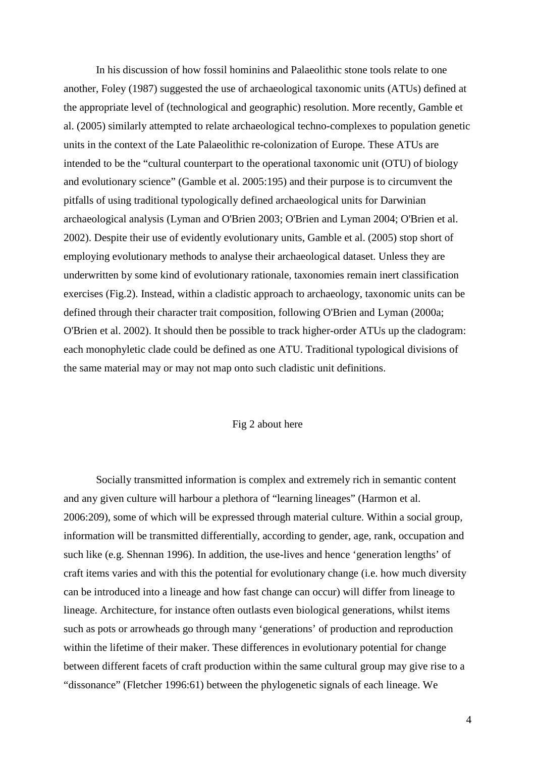In his discussion of how fossil hominins and Palaeolithic stone tools relate to one another, Foley (1987) suggested the use of archaeological taxonomic units (ATUs) defined at the appropriate level of (technological and geographic) resolution. More recently, Gamble et al. (2005) similarly attempted to relate archaeological techno-complexes to population genetic units in the context of the Late Palaeolithic re-colonization of Europe. These ATUs are intended to be the "cultural counterpart to the operational taxonomic unit (OTU) of biology and evolutionary science" (Gamble et al. 2005:195) and their purpose is to circumvent the pitfalls of using traditional typologically defined archaeological units for Darwinian archaeological analysis (Lyman and O'Brien 2003; O'Brien and Lyman 2004; O'Brien et al. 2002). Despite their use of evidently evolutionary units, Gamble et al. (2005) stop short of employing evolutionary methods to analyse their archaeological dataset. Unless they are underwritten by some kind of evolutionary rationale, taxonomies remain inert classification exercises (Fig.2). Instead, within a cladistic approach to archaeology, taxonomic units can be defined through their character trait composition, following O'Brien and Lyman (2000a; O'Brien et al. 2002). It should then be possible to track higher-order ATUs up the cladogram: each monophyletic clade could be defined as one ATU. Traditional typological divisions of the same material may or may not map onto such cladistic unit definitions.

Fig 2 about here

Socially transmitted information is complex and extremely rich in semantic content and any given culture will harbour a plethora of "learning lineages" (Harmon et al. 2006:209), some of which will be expressed through material culture. Within a social group, information will be transmitted differentially, according to gender, age, rank, occupation and such like (e.g. Shennan 1996). In addition, the use-lives and hence 'generation lengths' of craft items varies and with this the potential for evolutionary change (i.e. how much diversity can be introduced into a lineage and how fast change can occur) will differ from lineage to lineage. Architecture, for instance often outlasts even biological generations, whilst items such as pots or arrowheads go through many 'generations' of production and reproduction within the lifetime of their maker. These differences in evolutionary potential for change between different facets of craft production within the same cultural group may give rise to a "dissonance" (Fletcher 1996:61) between the phylogenetic signals of each lineage. We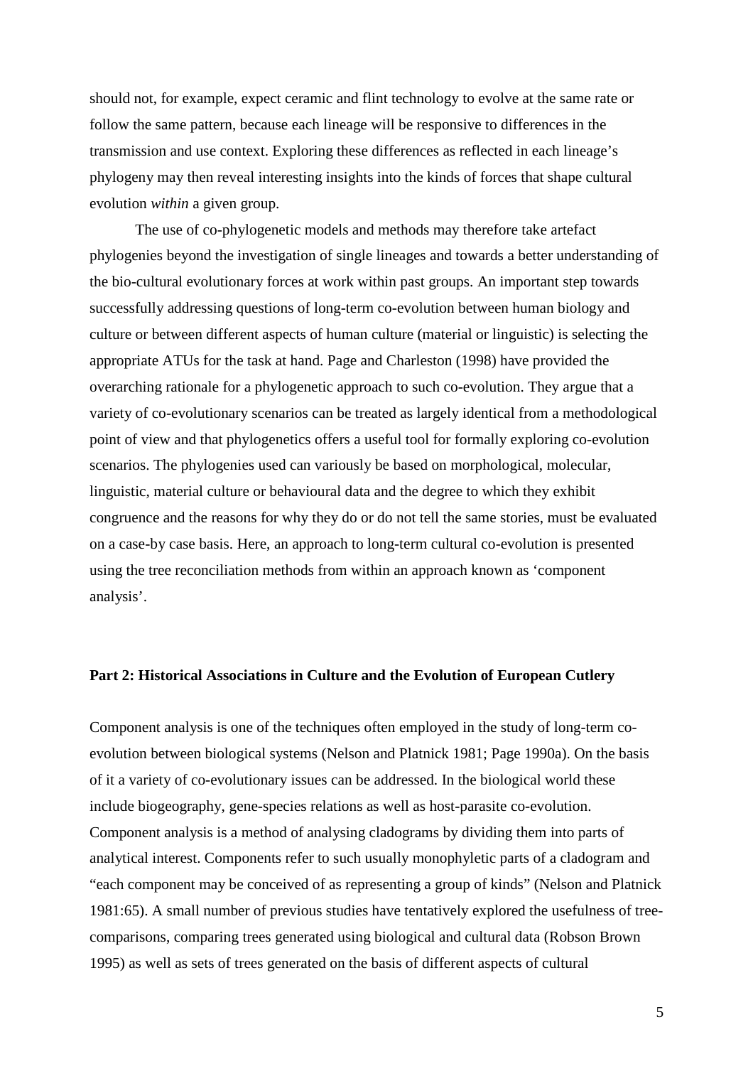should not, for example, expect ceramic and flint technology to evolve at the same rate or follow the same pattern, because each lineage will be responsive to differences in the transmission and use context. Exploring these differences as reflected in each lineage's phylogeny may then reveal interesting insights into the kinds of forces that shape cultural evolution *within* a given group.

The use of co-phylogenetic models and methods may therefore take artefact phylogenies beyond the investigation of single lineages and towards a better understanding of the bio-cultural evolutionary forces at work within past groups. An important step towards successfully addressing questions of long-term co-evolution between human biology and culture or between different aspects of human culture (material or linguistic) is selecting the appropriate ATUs for the task at hand. Page and Charleston (1998) have provided the overarching rationale for a phylogenetic approach to such co-evolution. They argue that a variety of co-evolutionary scenarios can be treated as largely identical from a methodological point of view and that phylogenetics offers a useful tool for formally exploring co-evolution scenarios. The phylogenies used can variously be based on morphological, molecular, linguistic, material culture or behavioural data and the degree to which they exhibit congruence and the reasons for why they do or do not tell the same stories, must be evaluated on a case-by case basis. Here, an approach to long-term cultural co-evolution is presented using the tree reconciliation methods from within an approach known as 'component analysis'.

## Part 2: Historical Associations in Culture and the Evolution of European Cutlery

Component analysis is one of the techniques often employed in the study of long-term co-evolution between biological systems (Nelson and Platnick 1981; Page 1990a). On the basis of it a variety of co-evolutionary issues can be addressed. In the biological world these include biogeography, gene-species relations as well as host-parasite co-evolution. Component analysis is a method of analysing cladograms by dividing them into parts of analytical interest. Components refer to such usually monophyletic parts of a cladogram and "each component may be conceived of as representing a group of kinds" (Nelson and Platnick 1981:65). A small number of previous studies have tentatively explored the usefulness of tree-comparisons, comparing trees generated using biological and cultural data (Robson Brown 1995) as well as sets of trees generated on the basis of different aspects of cultural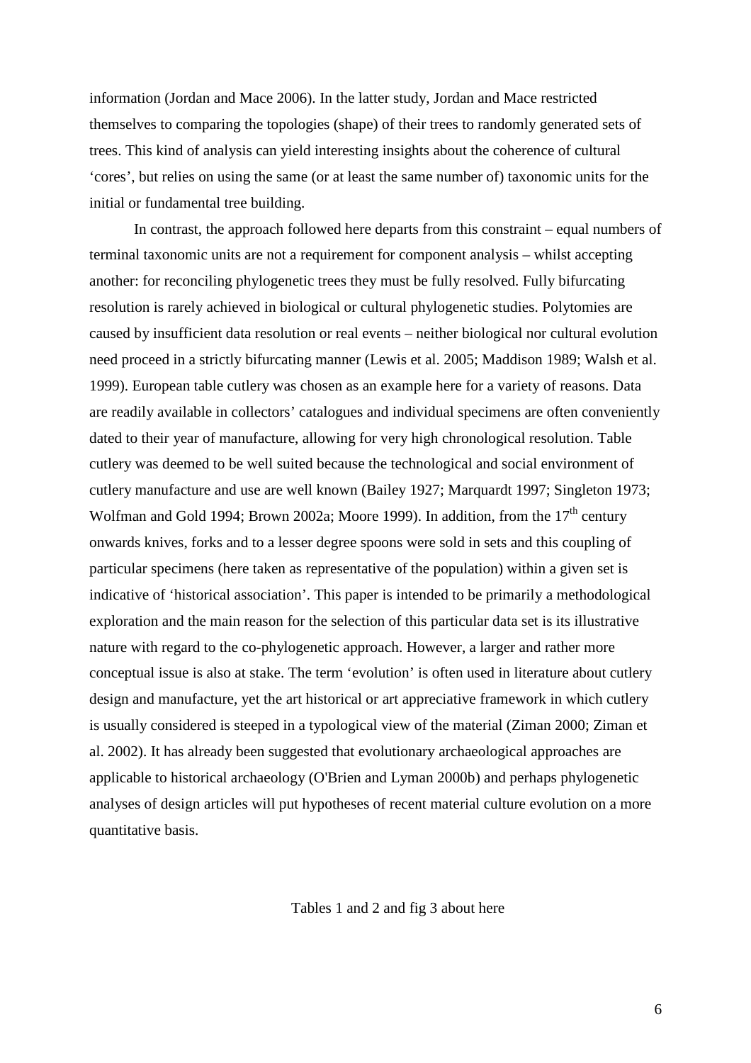information (Jordan and Mace 2006). In the latter study, Jordan and Mace restricted themselves to comparing the topologies (shape) of their trees to randomly generated sets of trees. This kind of analysis can yield interesting insights about the coherence of cultural 'cores', but relies on using the same (or at least the same number of) taxonomic units for the initial or fundamental tree building.

In contrast, the approach followed here departs from this constraint – equal numbers of terminal taxonomic units are not a requirement for component analysis – whilst accepting another: for reconciling phylogenetic trees they must be fully resolved. Fully bifurcating resolution is rarely achieved in biological or cultural phylogenetic studies. Polytomies are caused by insufficient data resolution or real events – neither biological nor cultural evolution need proceed in a strictly bifurcating manner (Lewis et al. 2005; Maddison 1989; Walsh et al. 1999). European table cutlery was chosen as an example here for a variety of reasons. Data are readily available in collectors' catalogues and individual specimens are often conveniently dated to their year of manufacture, allowing for very high chronological resolution. Table cutlery was deemed to be well suited because the technological and social environment of cutlery manufacture and use are well known (Bailey 1927; Marquardt 1997; Singleton 1973; Wolfman and Gold 1994; Brown 2002a; Moore 1999). In addition, from the 17th century onwards knives, forks and to a lesser degree spoons were sold in sets and this coupling of particular specimens (here taken as representative of the population) within a given set is indicative of 'historical association'. This paper is intended to be primarily a methodological exploration and the main reason for the selection of this particular data set is its illustrative nature with regard to the co-phylogenetic approach. However, a larger and rather more conceptual issue is also at stake. The term 'evolution' is often used in literature about cutlery design and manufacture, yet the art historical or art appreciative framework in which cutlery is usually considered is steeped in a typological view of the material (Ziman 2000; Ziman et al. 2002). It has already been suggested that evolutionary archaeological approaches are applicable to historical archaeology (O'Brien and Lyman 2000b) and perhaps phylogenetic analyses of design articles will put hypotheses of recent material culture evolution on a more quantitative basis.

Tables 1 and 2 and fig 3 about here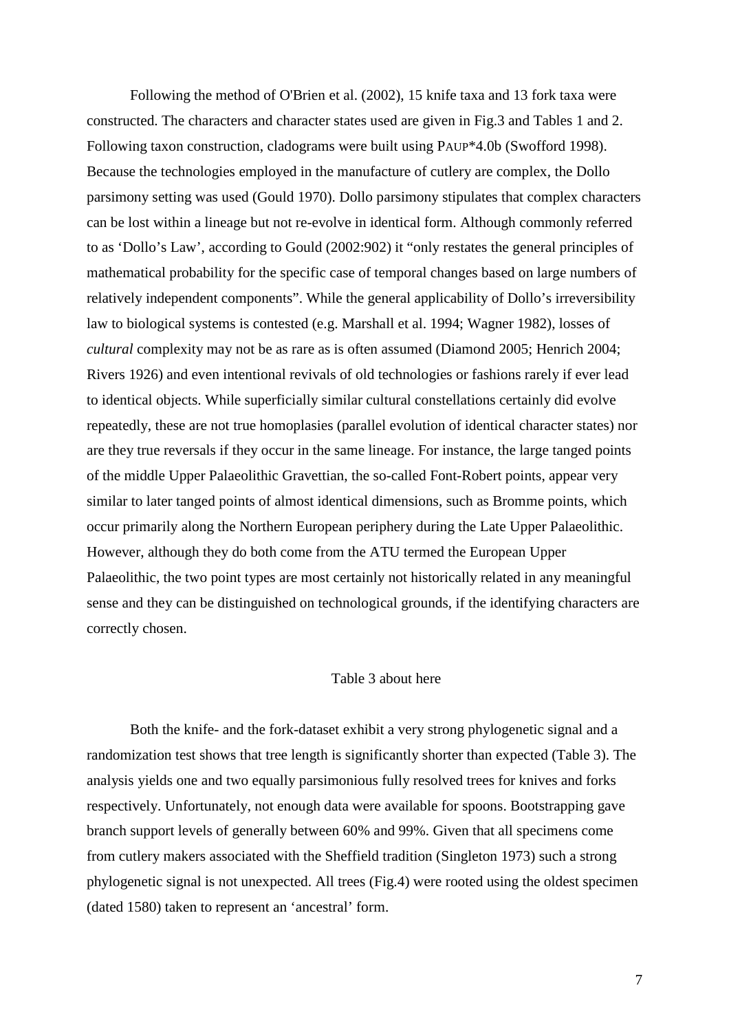Following the method of O'Brien et al. (2002), 15 knife taxa and 13 fork taxa were constructed. The characters and character states used are given in Fig.3 and Tables 1 and 2. Following taxon construction, cladograms were built using PAUP*4.0b (Swofford 1998). Because the technologies employed in the manufacture of cutlery are complex, the Dollo parsimony setting was used (Gould 1970). Dollo parsimony stipulates that complex characters can be lost within a lineage but not re-evolve in identical form. Although commonly referred to as 'Dollo's Law', according to Gould (2002:902) it "only restates the general principles of mathematical probability for the specific case of temporal changes based on large numbers of relatively independent components". While the general applicability of Dollo's irreversibility law to biological systems is contested (e.g. Marshall et al. 1994; Wagner 1982), losses of *cultural* complexity may not be as rare as is often assumed (Diamond 2005; Henrich 2004; Rivers 1926) and even intentional revivals of old technologies or fashions rarely if ever lead to identical objects. While superficially similar cultural constellations certainly did evolve repeatedly, these are not true homoplasies (parallel evolution of identical character states) nor are they true reversals if they occur in the same lineage. For instance, the large tanged points of the middle Upper Palaeolithic Gravettian, the so-called Font-Robert points, appear very similar to later tanged points of almost identical dimensions, such as Bromme points, which occur primarily along the Northern European periphery during the Late Upper Palaeolithic. However, although they do both come from the ATU termed the European Upper Palaeolithic, the two point types are most certainly not historically related in any meaningful sense and they can be distinguished on technological grounds, if the identifying characters are correctly chosen.

Table 3 about here

Both the knife- and the fork-dataset exhibit a very strong phylogenetic signal and a randomization test shows that tree length is significantly shorter than expected (Table 3). The analysis yields one and two equally parsimonious fully resolved trees for knives and forks respectively. Unfortunately, not enough data were available for spoons. Bootstrapping gave branch support levels of generally between 60% and 99%. Given that all specimens come from cutlery makers associated with the Sheffield tradition (Singleton 1973) such a strong phylogenetic signal is not unexpected. All trees (Fig.4) were rooted using the oldest specimen (dated 1580) taken to represent an 'ancestral' form.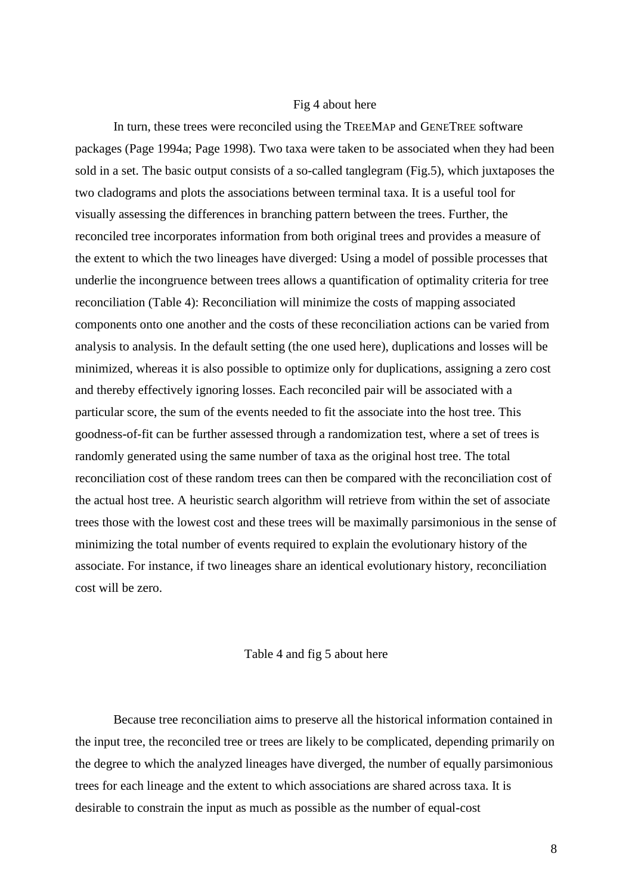Fig 4 about here

In turn, these trees were reconciled using the TREEMAP and GENETREE software packages (Page 1994a; Page 1998). Two taxa were taken to be associated when they had been sold in a set. The basic output consists of a so-called tanglegram (Fig.5), which juxtaposes the two cladograms and plots the associations between terminal taxa. It is a useful tool for visually assessing the differences in branching pattern between the trees. Further, the reconciled tree incorporates information from both original trees and provides a measure of the extent to which the two lineages have diverged: Using a model of possible processes that underlie the incongruence between trees allows a quantification of optimality criteria for tree reconciliation (Table 4): Reconciliation will minimize the costs of mapping associated components onto one another and the costs of these reconciliation actions can be varied from analysis to analysis. In the default setting (the one used here), duplications and losses will be minimized, whereas it is also possible to optimize only for duplications, assigning a zero cost and thereby effectively ignoring losses. Each reconciled pair will be associated with a particular score, the sum of the events needed to fit the associate into the host tree. This goodness-of-fit can be further assessed through a randomization test, where a set of trees is randomly generated using the same number of taxa as the original host tree. The total reconciliation cost of these random trees can then be compared with the reconciliation cost of the actual host tree. A heuristic search algorithm will retrieve from within the set of associate trees those with the lowest cost and these trees will be maximally parsimonious in the sense of minimizing the total number of events required to explain the evolutionary history of the associate. For instance, if two lineages share an identical evolutionary history, reconciliation cost will be zero.

Table 4 and fig 5 about here

Because tree reconciliation aims to preserve all the historical information contained in the input tree, the reconciled tree or trees are likely to be complicated, depending primarily on the degree to which the analyzed lineages have diverged, the number of equally parsimonious trees for each lineage and the extent to which associations are shared across taxa. It is desirable to constrain the input as much as possible as the number of equal-cost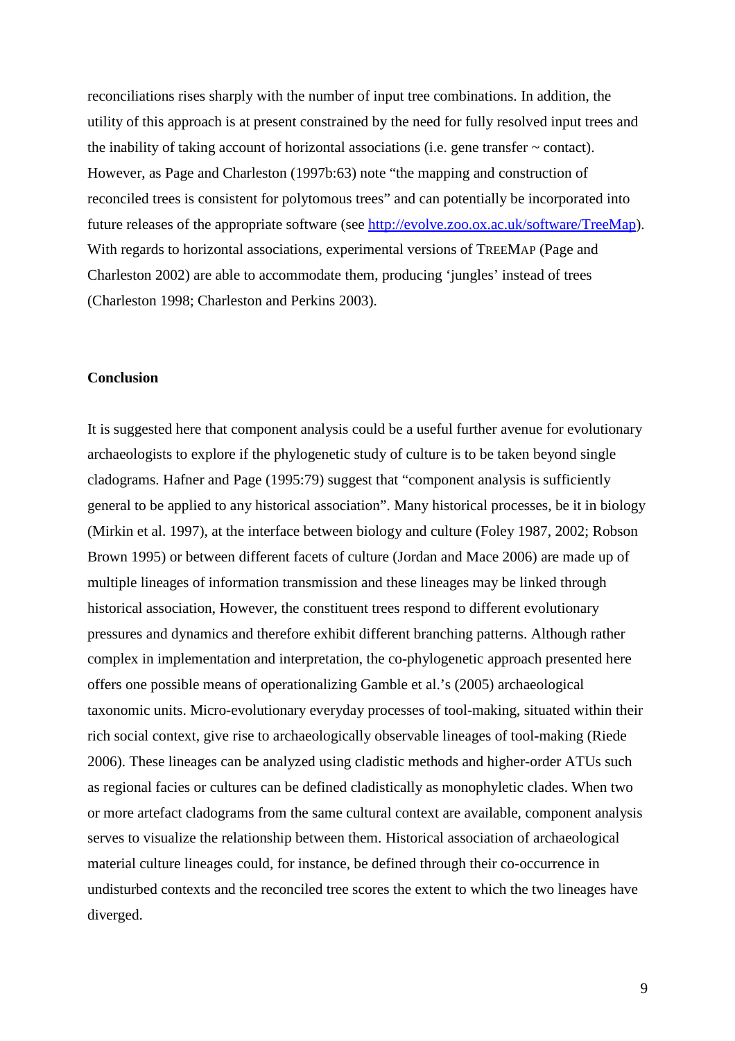reconciliations rises sharply with the number of input tree combinations. In addition, the utility of this approach is at present constrained by the need for fully resolved input trees and the inability of taking account of horizontal associations (i.e. gene transfer ~ contact). However, as Page and Charleston (1997b:63) note "the mapping and construction of reconciled trees is consistent for polytomous trees" and can potentially be incorporated into future releases of the appropriate software (see http://evolve.zoo.ox.ac.uk/software/TreeMap). With regards to horizontal associations, experimental versions of TREEMAP (Page and Charleston 2002) are able to accommodate them, producing 'jungles' instead of trees (Charleston 1998; Charleston and Perkins 2003).

**Conclusion**

It is suggested here that component analysis could be a useful further avenue for evolutionary archaeologists to explore if the phylogenetic study of culture is to be taken beyond single cladograms. Hafner and Page (1995:79) suggest that "component analysis is sufficiently general to be applied to any historical association". Many historical processes, be it in biology (Mirkin et al. 1997), at the interface between biology and culture (Foley 1987, 2002; Robson Brown 1995) or between different facets of culture (Jordan and Mace 2006) are made up of multiple lineages of information transmission and these lineages may be linked through historical association, However, the constituent trees respond to different evolutionary pressures and dynamics and therefore exhibit different branching patterns. Although rather complex in implementation and interpretation, the co-phylogenetic approach presented here offers one possible means of operationalizing Gamble et al.'s (2005) archaeological taxonomic units. Micro-evolutionary everyday processes of tool-making, situated within their rich social context, give rise to archaeologically observable lineages of tool-making (Riede 2006). These lineages can be analyzed using cladistic methods and higher-order ATUs such as regional facies or cultures can be defined cladistically as monophyletic clades. When two or more artefact cladograms from the same cultural context are available, component analysis serves to visualize the relationship between them. Historical association of archaeological material culture lineages could, for instance, be defined through their co-occurrence in undisturbed contexts and the reconciled tree scores the extent to which the two lineages have diverged.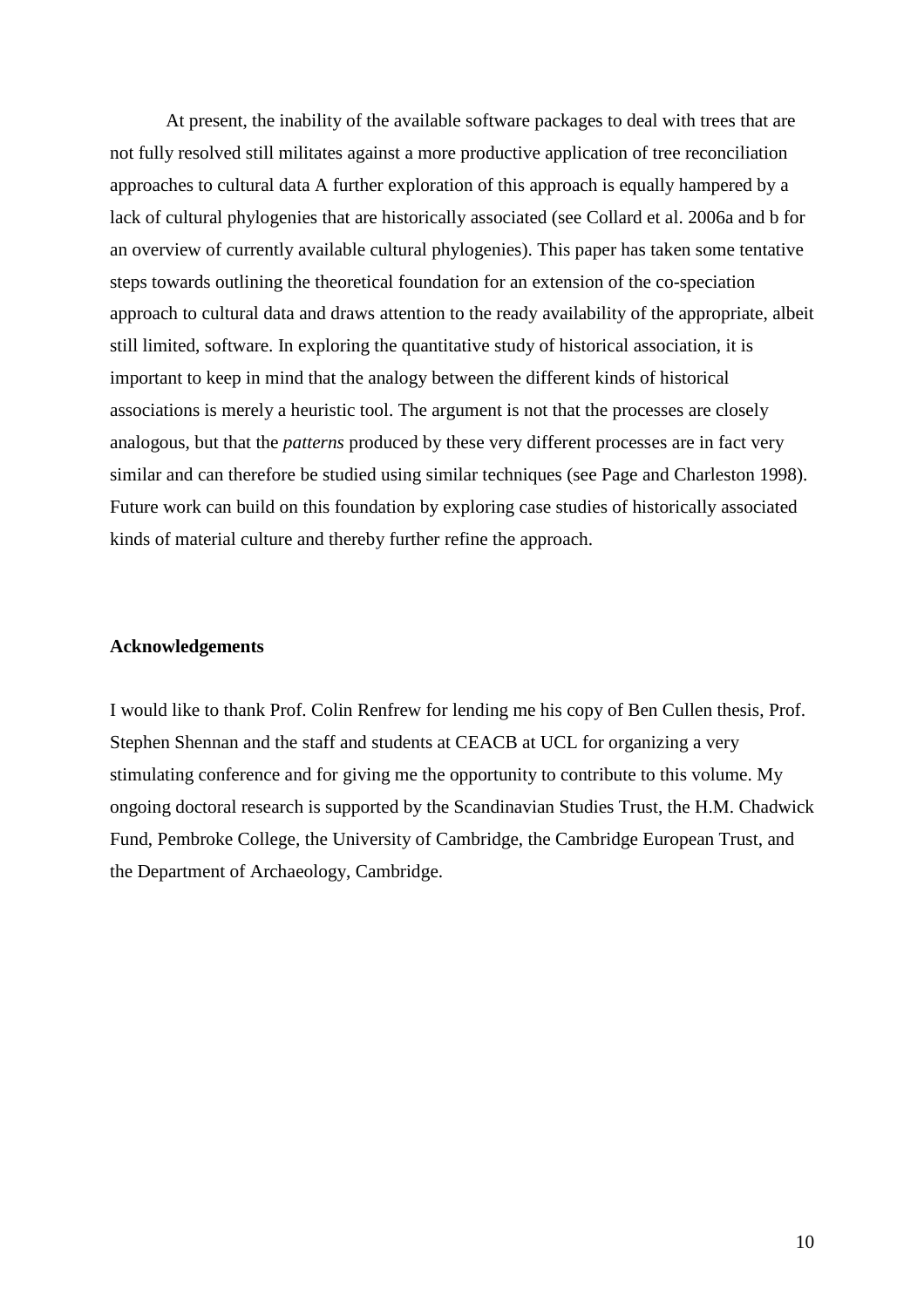At present, the inability of the available software packages to deal with trees that are not fully resolved still militates against a more productive application of tree reconciliation approaches to cultural data A further exploration of this approach is equally hampered by a lack of cultural phylogenies that are historically associated (see Collard et al. 2006a and b for an overview of currently available cultural phylogenies). This paper has taken some tentative steps towards outlining the theoretical foundation for an extension of the co-speciation approach to cultural data and draws attention to the ready availability of the appropriate, albeit still limited, software. In exploring the quantitative study of historical association, it is important to keep in mind that the analogy between the different kinds of historical associations is merely a heuristic tool. The argument is not that the processes are closely analogous, but that the *patterns* produced by these very different processes are in fact very similar and can therefore be studied using similar techniques (see Page and Charleston 1998). Future work can build on this foundation by exploring case studies of historically associated kinds of material culture and thereby further refine the approach.

**Acknowledgements**

I would like to thank Prof. Colin Renfrew for lending me his copy of Ben Cullen thesis, Prof. Stephen Shennan and the staff and students at CEACB at UCL for organizing a very stimulating conference and for giving me the opportunity to contribute to this volume. My ongoing doctoral research is supported by the Scandinavian Studies Trust, the H.M. Chadwick Fund, Pembroke College, the University of Cambridge, the Cambridge European Trust, and the Department of Archaeology, Cambridge.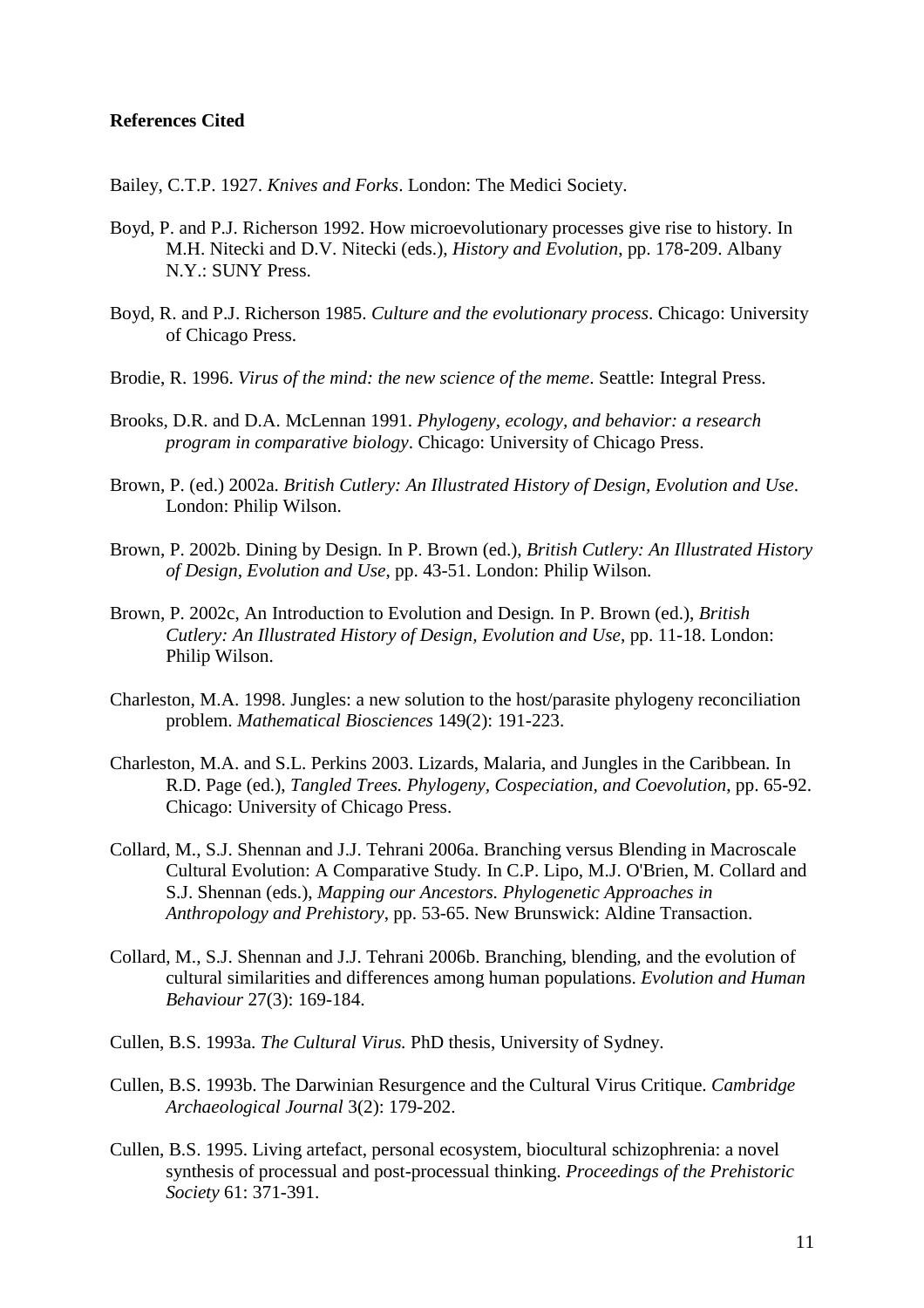**References Cited**

Bailey, C.T.P. 1927. *Knives and Forks*. London: The Medici Society.

Boyd, P. and P.J. Richerson 1992. How microevolutionary processes give rise to history. In M.H. Nitecki and D.V. Nitecki (eds.), *History and Evolution*, pp. 178-209. Albany N.Y.: SUNY Press.

Boyd, R. and P.J. Richerson 1985. *Culture and the evolutionary process*. Chicago: University of Chicago Press.

Brodie, R. 1996. *Virus of the mind: the new science of the meme*. Seattle: Integral Press.

Brooks, D.R. and D.A. McLennan 1991. *Phylogeny, ecology, and behavior: a research program in comparative biology*. Chicago: University of Chicago Press.

Brown, P. (ed.) 2002a. *British Cutlery: An Illustrated History of Design, Evolution and Use*. London: Philip Wilson.

Brown, P. 2002b. Dining by Design. In P. Brown (ed.), *British Cutlery: An Illustrated History of Design, Evolution and Use*, pp. 43-51. London: Philip Wilson.

Brown, P. 2002c, An Introduction to Evolution and Design. In P. Brown (ed.), *British Cutlery: An Illustrated History of Design, Evolution and Use*, pp. 11-18. London: Philip Wilson.

Charleston, M.A. 1998. Jungles: a new solution to the host/parasite phylogeny reconciliation problem. *Mathematical Biosciences* 149(2): 191-223.

Charleston, M.A. and S.L. Perkins 2003. Lizards, Malaria, and Jungles in the Caribbean. In R.D. Page (ed.), *Tangled Trees. Phylogeny, Cospeciation, and Coevolution*, pp. 65-92. Chicago: University of Chicago Press.

Collard, M., S.J. Shennan and J.J. Tehrani 2006a. Branching versus Blending in Macroscale Cultural Evolution: A Comparative Study. In C.P. Lipo, M.J. O'Brien, M. Collard and S.J. Shennan (eds.), *Mapping our Ancestors. Phylogenetic Approaches in Anthropology and Prehistory*, pp. 53-65. New Brunswick: Aldine Transaction.

Collard, M., S.J. Shennan and J.J. Tehrani 2006b. Branching, blending, and the evolution of cultural similarities and differences among human populations. *Evolution and Human Behaviour* 27(3): 169-184.

Cullen, B.S. 1993a. *The Cultural Virus.* PhD thesis, University of Sydney.

Cullen, B.S. 1993b. The Darwinian Resurgence and the Cultural Virus Critique. *Cambridge Archaeological Journal* 3(2): 179-202.

Cullen, B.S. 1995. Living artefact, personal ecosystem, biocultural schizophrenia: a novel synthesis of processual and post-processual thinking. *Proceedings of the Prehistoric Society* 61: 371-391.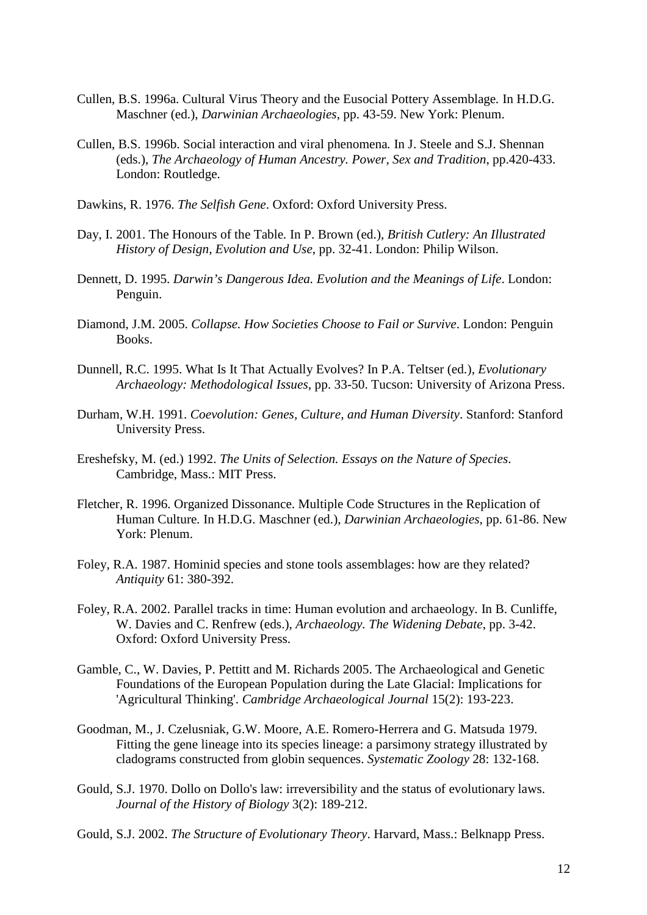Cullen, B.S. 1996a. Cultural Virus Theory and the Eusocial Pottery Assemblage. In H.D.G. Maschner (ed.), *Darwinian Archaeologies*, pp. 43-59. New York: Plenum.

Cullen, B.S. 1996b. Social interaction and viral phenomena. In J. Steele and S.J. Shennan (eds.), *The Archaeology of Human Ancestry. Power, Sex and Tradition*, pp.420-433. London: Routledge.

Dawkins, R. 1976. *The Selfish Gene*. Oxford: Oxford University Press.

Day, I. 2001. The Honours of the Table. In P. Brown (ed.), *British Cutlery: An Illustrated History of Design, Evolution and Use*, pp. 32-41. London: Philip Wilson.

Dennett, D. 1995. *Darwin's Dangerous Idea. Evolution and the Meanings of Life*. London: Penguin.

Diamond, J.M. 2005. *Collapse. How Societies Choose to Fail or Survive*. London: Penguin Books.

Dunnell, R.C. 1995. What Is It That Actually Evolves? In P.A. Teltser (ed.), *Evolutionary Archaeology: Methodological Issues*, pp. 33-50. Tucson: University of Arizona Press.

Durham, W.H. 1991. *Coevolution: Genes, Culture, and Human Diversity*. Stanford: Stanford University Press.

Ereshefsky, M. (ed.) 1992. *The Units of Selection. Essays on the Nature of Species*. Cambridge, Mass.: MIT Press.

Fletcher, R. 1996. Organized Dissonance. Multiple Code Structures in the Replication of Human Culture. In H.D.G. Maschner (ed.), *Darwinian Archaeologies*, pp. 61-86. New York: Plenum.

Foley, R.A. 1987. Hominid species and stone tools assemblages: how are they related? *Antiquity* 61: 380-392.

Foley, R.A. 2002. Parallel tracks in time: Human evolution and archaeology. In B. Cunliffe, W. Davies and C. Renfrew (eds.), *Archaeology. The Widening Debate*, pp. 3-42. Oxford: Oxford University Press.

Gamble, C., W. Davies, P. Pettitt and M. Richards 2005. The Archaeological and Genetic Foundations of the European Population during the Late Glacial: Implications for 'Agricultural Thinking'. *Cambridge Archaeological Journal* 15(2): 193-223.

Goodman, M., J. Czelusniak, G.W. Moore, A.E. Romero-Herrera and G. Matsuda 1979. Fitting the gene lineage into its species lineage: a parsimony strategy illustrated by cladograms constructed from globin sequences. *Systematic Zoology* 28: 132-168.

Gould, S.J. 1970. Dollo on Dollo's law: irreversibility and the status of evolutionary laws. *Journal of the History of Biology* 3(2): 189-212.

Gould, S.J. 2002. *The Structure of Evolutionary Theory*. Harvard, Mass.: Belknapp Press.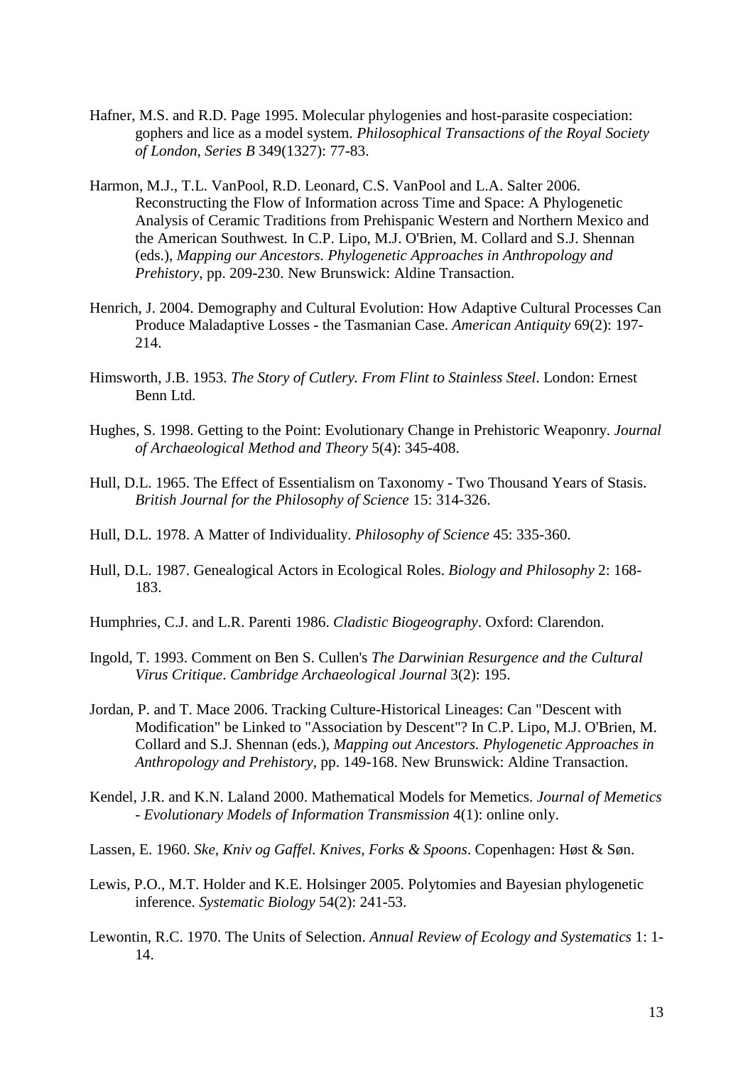Hafner, M.S. and R.D. Page 1995. Molecular phylogenies and host-parasite cospeciation: gophers and lice as a model system. *Philosophical Transactions of the Royal Society of London, Series B* 349(1327): 77-83.

Harmon, M.J., T.L. VanPool, R.D. Leonard, C.S. VanPool and L.A. Salter 2006. Reconstructing the Flow of Information across Time and Space: A Phylogenetic Analysis of Ceramic Traditions from Prehispanic Western and Northern Mexico and the American Southwest. In C.P. Lipo, M.J. O'Brien, M. Collard and S.J. Shennan (eds.), *Mapping our Ancestors. Phylogenetic Approaches in Anthropology and Prehistory*, pp. 209-230. New Brunswick: Aldine Transaction.

Henrich, J. 2004. Demography and Cultural Evolution: How Adaptive Cultural Processes Can Produce Maladaptive Losses - the Tasmanian Case. *American Antiquity* 69(2): 197-214.

Himsworth, J.B. 1953. *The Story of Cutlery. From Flint to Stainless Steel*. London: Ernest Benn Ltd.

Hughes, S. 1998. Getting to the Point: Evolutionary Change in Prehistoric Weaponry. *Journal of Archaeological Method and Theory* 5(4): 345-408.

Hull, D.L. 1965. The Effect of Essentialism on Taxonomy - Two Thousand Years of Stasis. *British Journal for the Philosophy of Science* 15: 314-326.

Hull, D.L. 1978. A Matter of Individuality. *Philosophy of Science* 45: 335-360.

Hull, D.L. 1987. Genealogical Actors in Ecological Roles. *Biology and Philosophy* 2: 168-183.

Humphries, C.J. and L.R. Parenti 1986. *Cladistic Biogeography*. Oxford: Clarendon.

Ingold, T. 1993. Comment on Ben S. Cullen's *The Darwinian Resurgence and the Cultural Virus Critique*. *Cambridge Archaeological Journal* 3(2): 195.

Jordan, P. and T. Mace 2006. Tracking Culture-Historical Lineages: Can "Descent with Modification" be Linked to "Association by Descent"? In C.P. Lipo, M.J. O'Brien, M. Collard and S.J. Shennan (eds.), *Mapping out Ancestors. Phylogenetic Approaches in Anthropology and Prehistory*, pp. 149-168. New Brunswick: Aldine Transaction.

Kendel, J.R. and K.N. Laland 2000. Mathematical Models for Memetics. *Journal of Memetics - Evolutionary Models of Information Transmission* 4(1): online only.

Lassen, E. 1960. *Ske, Kniv og Gaffel. Knives, Forks & Spoons*. Copenhagen: Høst & Søn.

Lewis, P.O., M.T. Holder and K.E. Holsinger 2005. Polytomies and Bayesian phylogenetic inference. *Systematic Biology* 54(2): 241-53.

Lewontin, R.C. 1970. The Units of Selection. *Annual Review of Ecology and Systematics* 1: 1-14.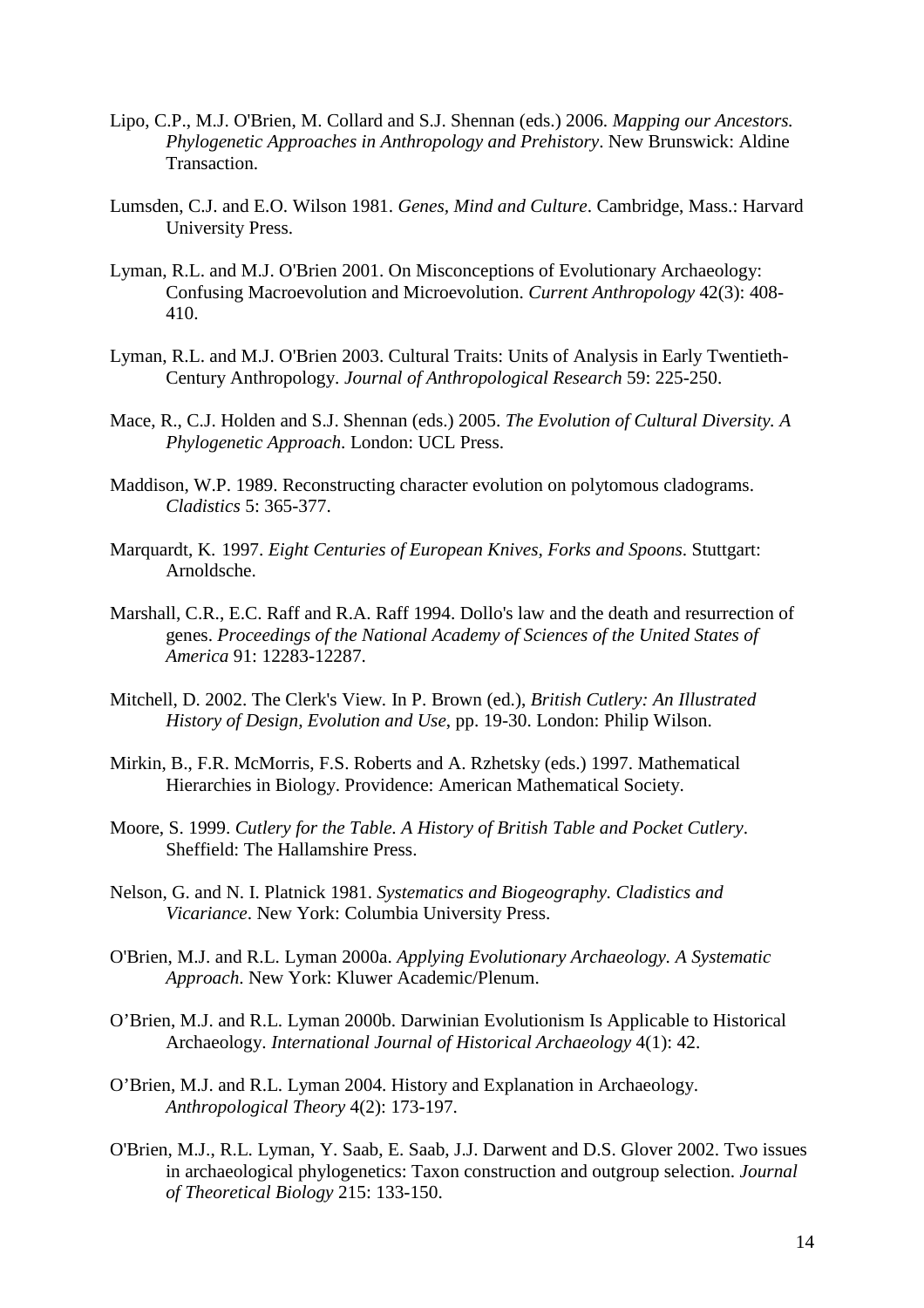Lipo, C.P., M.J. O'Brien, M. Collard and S.J. Shennan (eds.) 2006. *Mapping our Ancestors. Phylogenetic Approaches in Anthropology and Prehistory*. New Brunswick: Aldine Transaction.

Lumsden, C.J. and E.O. Wilson 1981. *Genes, Mind and Culture*. Cambridge, Mass.: Harvard University Press.

Lyman, R.L. and M.J. O'Brien 2001. On Misconceptions of Evolutionary Archaeology: Confusing Macroevolution and Microevolution. *Current Anthropology* 42(3): 408-410.

Lyman, R.L. and M.J. O'Brien 2003. Cultural Traits: Units of Analysis in Early Twentieth-Century Anthropology. *Journal of Anthropological Research* 59: 225-250.

Mace, R., C.J. Holden and S.J. Shennan (eds.) 2005. *The Evolution of Cultural Diversity. A Phylogenetic Approach*. London: UCL Press.

Maddison, W.P. 1989. Reconstructing character evolution on polytomous cladograms. *Cladistics* 5: 365-377.

Marquardt, K. 1997. *Eight Centuries of European Knives, Forks and Spoons*. Stuttgart: Arnoldsche.

Marshall, C.R., E.C. Raff and R.A. Raff 1994. Dollo's law and the death and resurrection of genes. *Proceedings of the National Academy of Sciences of the United States of America* 91: 12283-12287.

Mitchell, D. 2002. The Clerk's View. In P. Brown (ed.), *British Cutlery: An Illustrated History of Design, Evolution and Use*, pp. 19-30. London: Philip Wilson.

Mirkin, B., F.R. McMorris, F.S. Roberts and A. Rzhetsky (eds.) 1997. Mathematical Hierarchies in Biology. Providence: American Mathematical Society.

Moore, S. 1999. *Cutlery for the Table. A History of British Table and Pocket Cutlery*. Sheffield: The Hallamshire Press.

Nelson, G. and N. I. Platnick 1981. *Systematics and Biogeography. Cladistics and Vicariance*. New York: Columbia University Press.

O'Brien, M.J. and R.L. Lyman 2000a. *Applying Evolutionary Archaeology. A Systematic Approach*. New York: Kluwer Academic/Plenum.

O'Brien, M.J. and R.L. Lyman 2000b. Darwinian Evolutionism Is Applicable to Historical Archaeology. *International Journal of Historical Archaeology* 4(1): 42.

O'Brien, M.J. and R.L. Lyman 2004. History and Explanation in Archaeology. *Anthropological Theory* 4(2): 173-197.

O'Brien, M.J., R.L. Lyman, Y. Saab, E. Saab, J.J. Darwent and D.S. Glover 2002. Two issues in archaeological phylogenetics: Taxon construction and outgroup selection. *Journal of Theoretical Biology* 215: 133-150.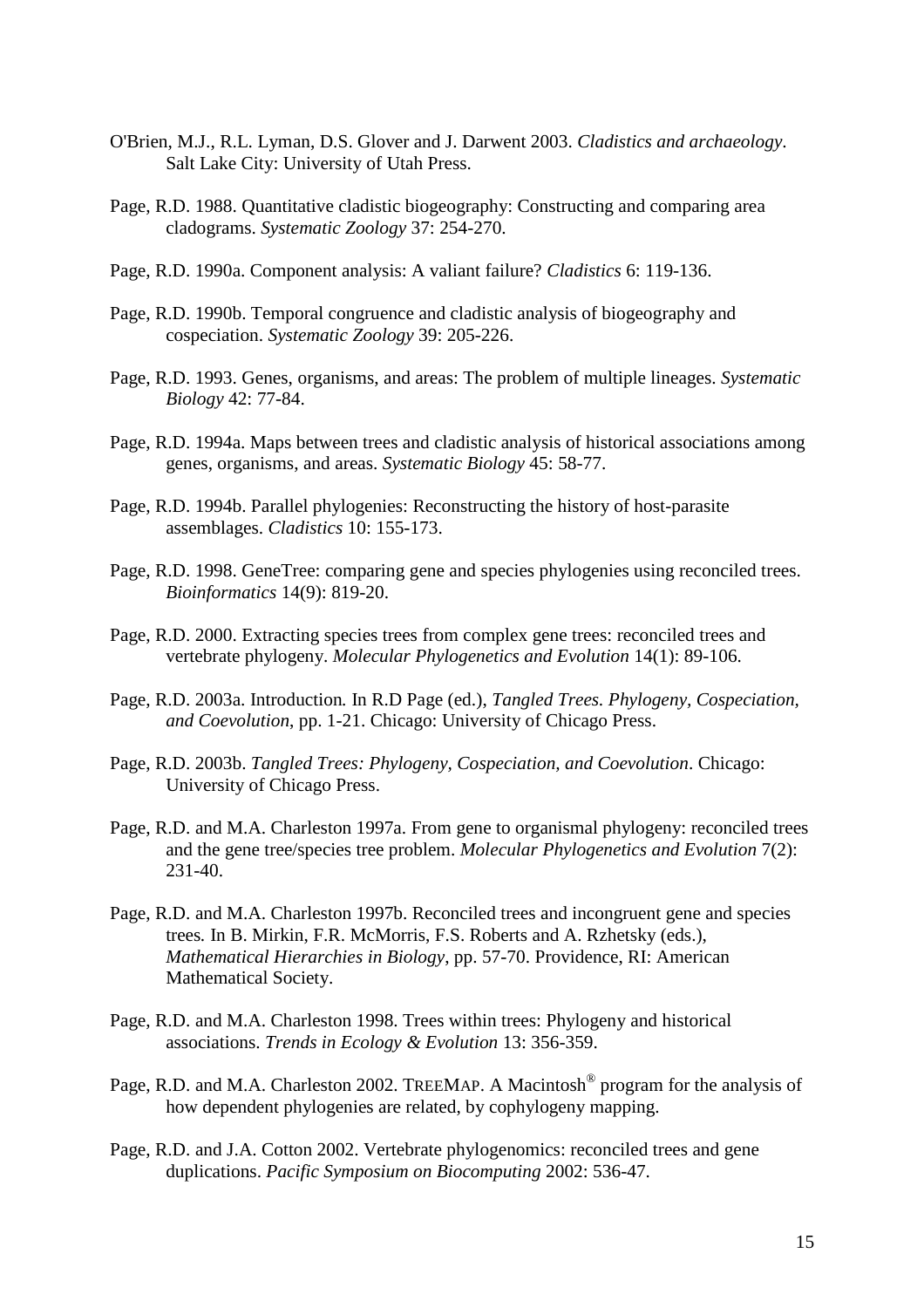O'Brien, M.J., R.L. Lyman, D.S. Glover and J. Darwent 2003. *Cladistics and archaeology*. Salt Lake City: University of Utah Press.

Page, R.D. 1988. Quantitative cladistic biogeography: Constructing and comparing area cladograms. *Systematic Zoology* 37: 254-270.

Page, R.D. 1990a. Component analysis: A valiant failure? *Cladistics* 6: 119-136.

Page, R.D. 1990b. Temporal congruence and cladistic analysis of biogeography and cospeciation. *Systematic Zoology* 39: 205-226.

Page, R.D. 1993. Genes, organisms, and areas: The problem of multiple lineages. *Systematic Biology* 42: 77-84.

Page, R.D. 1994a. Maps between trees and cladistic analysis of historical associations among genes, organisms, and areas. *Systematic Biology* 45: 58-77.

Page, R.D. 1994b. Parallel phylogenies: Reconstructing the history of host-parasite assemblages. *Cladistics* 10: 155-173.

Page, R.D. 1998. GeneTree: comparing gene and species phylogenies using reconciled trees. *Bioinformatics* 14(9): 819-20.

Page, R.D. 2000. Extracting species trees from complex gene trees: reconciled trees and vertebrate phylogeny. *Molecular Phylogenetics and Evolution* 14(1): 89-106.

Page, R.D. 2003a. Introduction*.* In R.D Page (ed.), *Tangled Trees. Phylogeny, Cospeciation, and Coevolution*, pp. 1-21. Chicago: University of Chicago Press.

Page, R.D. 2003b. *Tangled Trees: Phylogeny, Cospeciation, and Coevolution*. Chicago: University of Chicago Press.

Page, R.D. and M.A. Charleston 1997a. From gene to organismal phylogeny: reconciled trees and the gene tree/species tree problem. *Molecular Phylogenetics and Evolution* 7(2): 231-40.

Page, R.D. and M.A. Charleston 1997b. Reconciled trees and incongruent gene and species trees*.* In B. Mirkin, F.R. McMorris, F.S. Roberts and A. Rzhetsky (eds.), *Mathematical Hierarchies in Biology*, pp. 57-70. Providence, RI: American Mathematical Society.

Page, R.D. and M.A. Charleston 1998. Trees within trees: Phylogeny and historical associations. *Trends in Ecology & Evolution* 13: 356-359.

Page, R.D. and M.A. Charleston 2002. TREEMAP. A Macintosh® program for the analysis of how dependent phylogenies are related, by cophylogeny mapping.

Page, R.D. and J.A. Cotton 2002. Vertebrate phylogenomics: reconciled trees and gene duplications. *Pacific Symposium on Biocomputing* 2002: 536-47.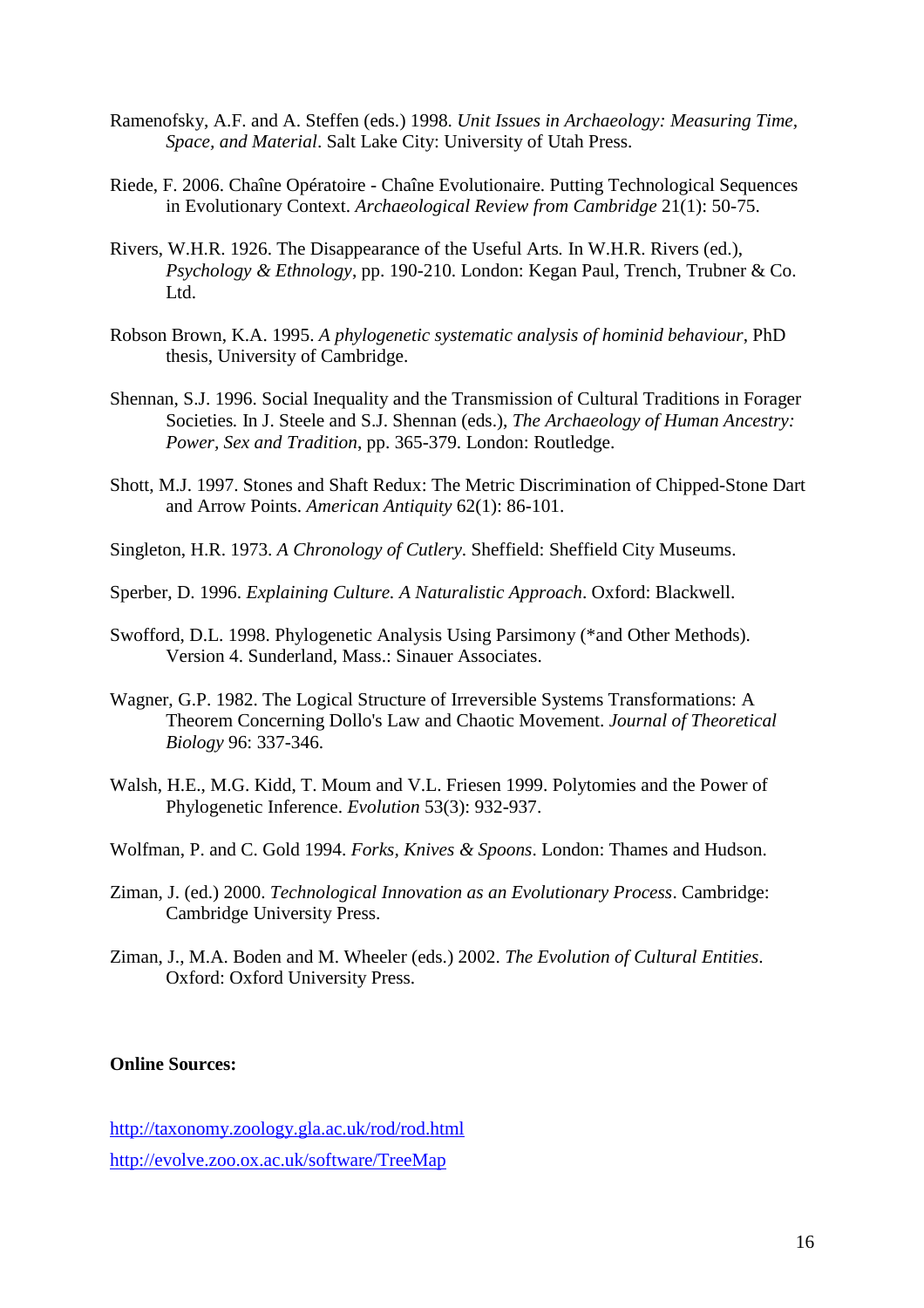Ramenofsky, A.F. and A. Steffen (eds.) 1998. *Unit Issues in Archaeology: Measuring Time, Space, and Material*. Salt Lake City: University of Utah Press.

Riede, F. 2006. Chaîne Opératoire - Chaîne Evolutionaire. Putting Technological Sequences in Evolutionary Context. *Archaeological Review from Cambridge* 21(1): 50-75.

Rivers, W.H.R. 1926. The Disappearance of the Useful Arts. In W.H.R. Rivers (ed.), *Psychology & Ethnology*, pp. 190-210. London: Kegan Paul, Trench, Trubner & Co. Ltd.

Robson Brown, K.A. 1995. *A phylogenetic systematic analysis of hominid behaviour*, PhD thesis, University of Cambridge.

Shennan, S.J. 1996. Social Inequality and the Transmission of Cultural Traditions in Forager Societies. In J. Steele and S.J. Shennan (eds.), *The Archaeology of Human Ancestry: Power, Sex and Tradition*, pp. 365-379. London: Routledge.

Shott, M.J. 1997. Stones and Shaft Redux: The Metric Discrimination of Chipped-Stone Dart and Arrow Points. *American Antiquity* 62(1): 86-101.

Singleton, H.R. 1973. *A Chronology of Cutlery*. Sheffield: Sheffield City Museums.

Sperber, D. 1996. *Explaining Culture. A Naturalistic Approach*. Oxford: Blackwell.

Swofford, D.L. 1998. Phylogenetic Analysis Using Parsimony (*and Other Methods). Version 4. Sunderland, Mass.: Sinauer Associates.

Wagner, G.P. 1982. The Logical Structure of Irreversible Systems Transformations: A Theorem Concerning Dollo's Law and Chaotic Movement. *Journal of Theoretical Biology* 96: 337-346.

Walsh, H.E., M.G. Kidd, T. Moum and V.L. Friesen 1999. Polytomies and the Power of Phylogenetic Inference. *Evolution* 53(3): 932-937.

Wolfman, P. and C. Gold 1994. *Forks, Knives & Spoons*. London: Thames and Hudson.

Ziman, J. (ed.) 2000. *Technological Innovation as an Evolutionary Process*. Cambridge: Cambridge University Press.

Ziman, J., M.A. Boden and M. Wheeler (eds.) 2002. *The Evolution of Cultural Entities*. Oxford: Oxford University Press.

**Online Sources:**

http://taxonomy.zoology.gla.ac.uk/rod/rod.html

http://evolve.zoo.ox.ac.uk/software/TreeMap